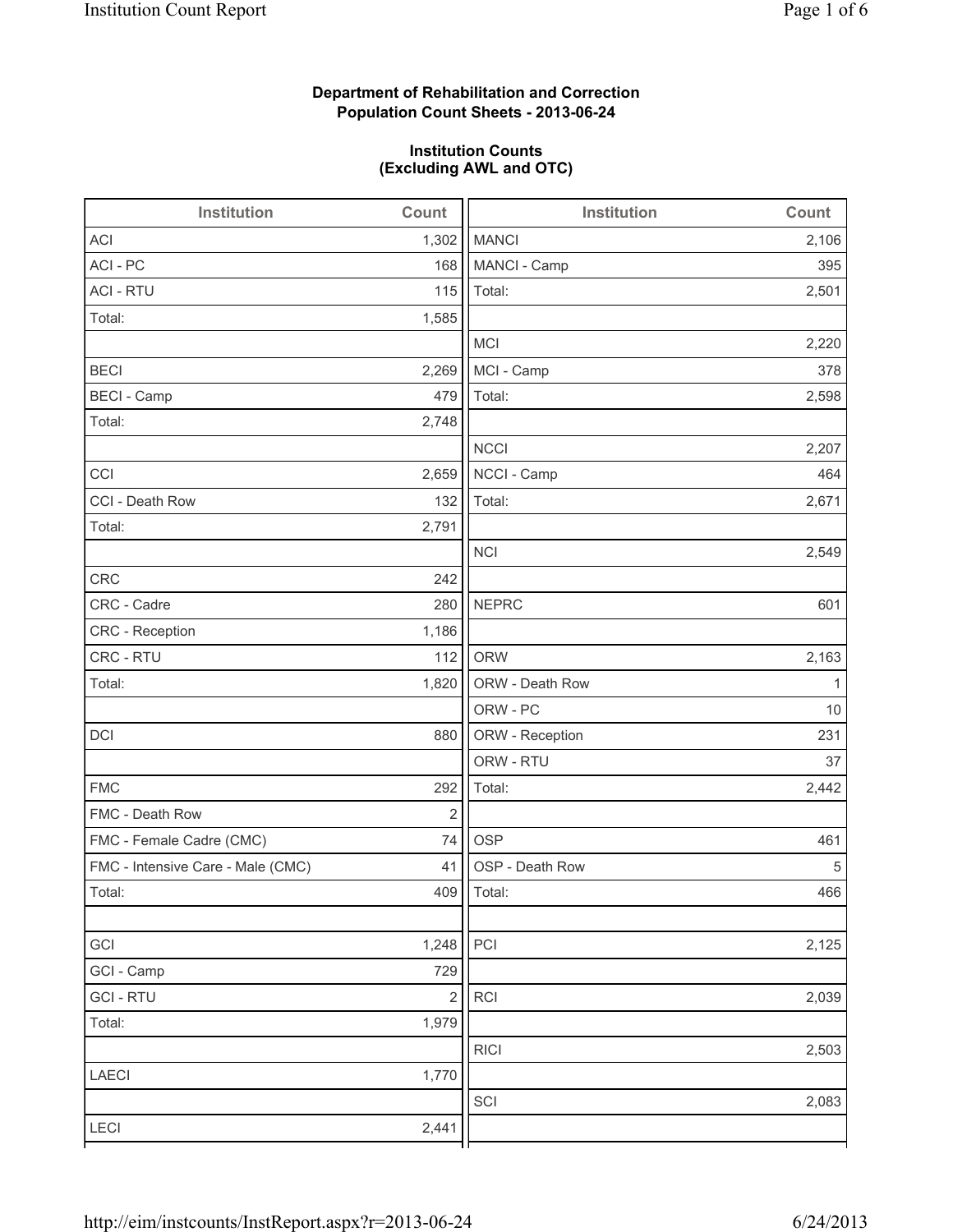**Department of Rehabilitation and Correction**
**Population Count Sheets - 2013-06-24**

**Institution Counts**
**(Excluding AWL and OTC)**

| Institution | Count |
|---|---|
| ACI | 1,302 |
| ACI - PC | 168 |
| ACI - RTU | 115 |
| Total: | 1,585 |
| | |
| BECI | 2,269 |
| BECI - Camp | 479 |
| Total: | 2,748 |
| | |
| CCI | 2,659 |
| CCI - Death Row | 132 |
| Total: | 2,791 |
| | |
| CRC | 242 |
| CRC - Cadre | 280 |
| CRC - Reception | 1,186 |
| CRC - RTU | 112 |
| Total: | 1,820 |
| | |
| DCI | 880 |
| | |
| FMC | 292 |
| FMC - Death Row | 2 |
| FMC - Female Cadre (CMC) | 74 |
| FMC - Intensive Care - Male (CMC) | 41 |
| Total: | 409 |
| | |
| GCI | 1,248 |
| GCI - Camp | 729 |
| GCI - RTU | 2 |
| Total: | 1,979 |
| | |
| LAECI | 1,770 |
| | |
| LECI | 2,441 |

| Institution | Count |
|---|---|
| MANCI | 2,106 |
| MANCI - Camp | 395 |
| Total: | 2,501 |
| | |
| MCI | 2,220 |
| MCI - Camp | 378 |
| Total: | 2,598 |
| | |
| NCCI | 2,207 |
| NCCI - Camp | 464 |
| Total: | 2,671 |
| | |
| NCI | 2,549 |
| | |
| NEPRC | 601 |
| | |
| ORW | 2,163 |
| ORW - Death Row | 1 |
| ORW - PC | 10 |
| ORW - Reception | 231 |
| ORW - RTU | 37 |
| Total: | 2,442 |
| | |
| OSP | 461 |
| OSP - Death Row | 5 |
| Total: | 466 |
| | |
| PCI | 2,125 |
| | |
| RCI | 2,039 |
| | |
| RICI | 2,503 |
| | |
| SCI | 2,083 |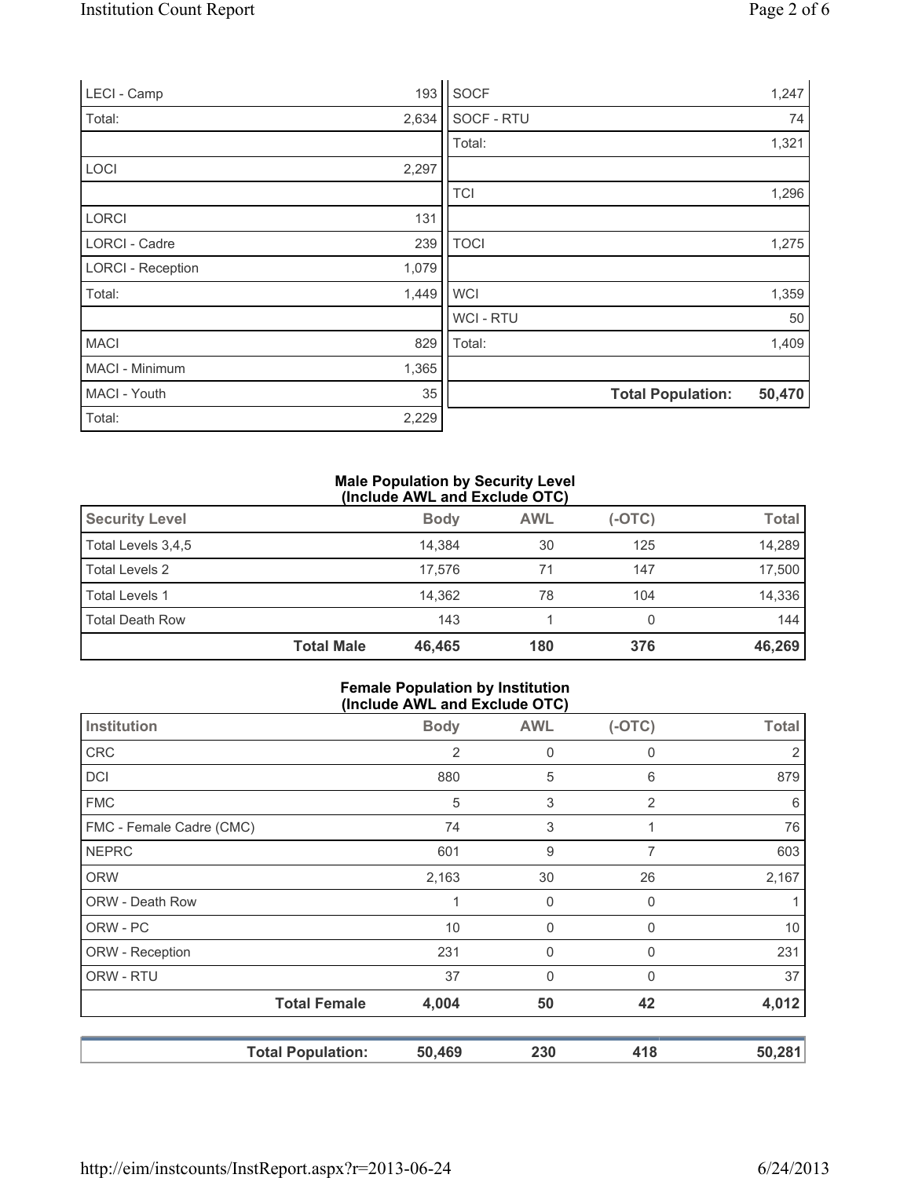| Institution | Count |
|---|---|
| LECI - Camp | 193 |
| Total: | 2,634 |
| | |
| LOCI | 2,297 |
| | |
| LORCI | 131 |
| LORCI - Cadre | 239 |
| LORCI - Reception | 1,079 |
| Total: | 1,449 |
| | |
| MACI | 829 |
| MACI - Minimum | 1,365 |
| MACI - Youth | 35 |
| Total: | 2,229 |
| SOCF | 1,247 |
| SOCF - RTU | 74 |
| Total: | 1,321 |
| | |
| TCI | 1,296 |
| | |
| TOCI | 1,275 |
| | |
| WCI | 1,359 |
| WCI - RTU | 50 |
| Total: | 1,409 |
| | |
| **Total Population:** | **50,470** |

**Male Population by Security Level (Include AWL and Exclude OTC)**

| Security Level | Body | AWL | (-OTC) | Total |
|---|---|---|---|---|
| Total Levels 3,4,5 | 14,384 | 30 | 125 | 14,289 |
| Total Levels 2 | 17,576 | 71 | 147 | 17,500 |
| Total Levels 1 | 14,362 | 78 | 104 | 14,336 |
| Total Death Row | 143 | 1 | 0 | 144 |
| **Total Male** | **46,465** | **180** | **376** | **46,269** |

**Female Population by Institution (Include AWL and Exclude OTC)**

| Institution | Body | AWL | (-OTC) | Total |
|---|---|---|---|---|
| CRC | 2 | 0 | 0 | 2 |
| DCI | 880 | 5 | 6 | 879 |
| FMC | 5 | 3 | 2 | 6 |
| FMC - Female Cadre (CMC) | 74 | 3 | 1 | 76 |
| NEPRC | 601 | 9 | 7 | 603 |
| ORW | 2,163 | 30 | 26 | 2,167 |
| ORW - Death Row | 1 | 0 | 0 | 1 |
| ORW - PC | 10 | 0 | 0 | 10 |
| ORW - Reception | 231 | 0 | 0 | 231 |
| ORW - RTU | 37 | 0 | 0 | 37 |
| **Total Female** | **4,004** | **50** | **42** | **4,012** |

| | Body | AWL | (-OTC) | Total |
|---|---|---|---|---|
| **Total Population:** | **50,469** | **230** | **418** | **50,281** |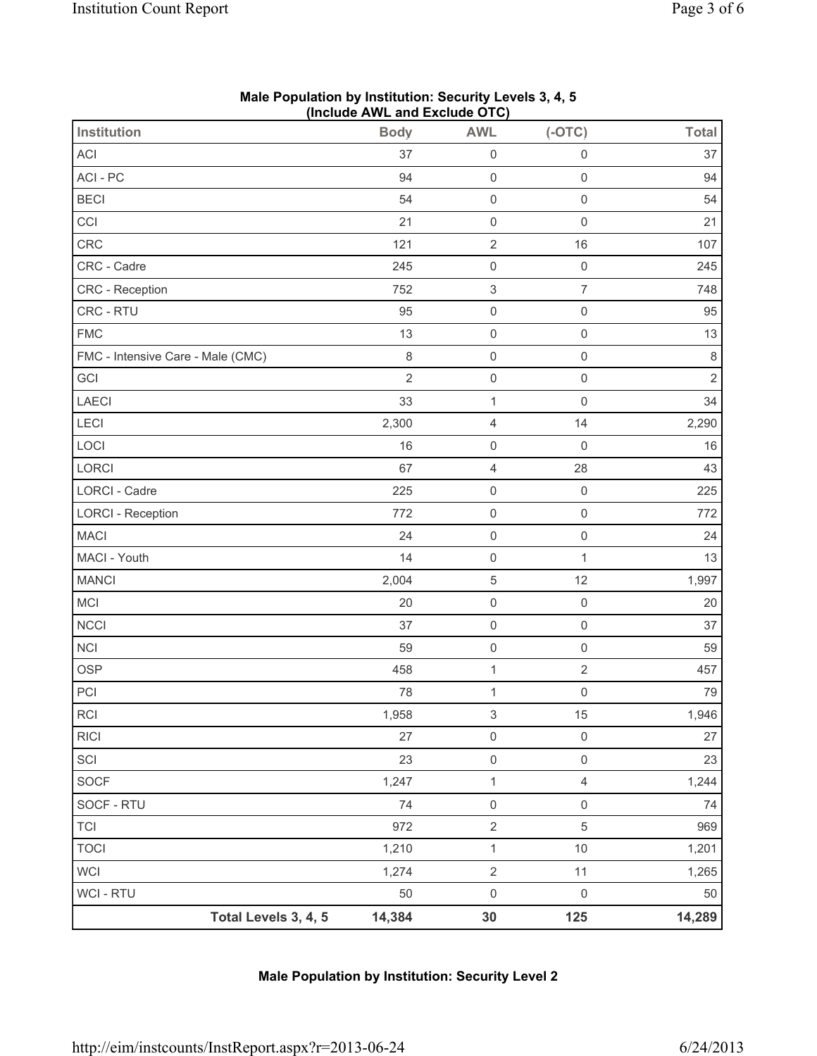**Male Population by Institution: Security Levels 3, 4, 5**
**(Include AWL and Exclude OTC)**

| Institution | Body | AWL | (-OTC) | Total |
|---|---|---|---|---|
| ACI | 37 | 0 | 0 | 37 |
| ACI - PC | 94 | 0 | 0 | 94 |
| BECI | 54 | 0 | 0 | 54 |
| CCI | 21 | 0 | 0 | 21 |
| CRC | 121 | 2 | 16 | 107 |
| CRC - Cadre | 245 | 0 | 0 | 245 |
| CRC - Reception | 752 | 3 | 7 | 748 |
| CRC - RTU | 95 | 0 | 0 | 95 |
| FMC | 13 | 0 | 0 | 13 |
| FMC - Intensive Care - Male (CMC) | 8 | 0 | 0 | 8 |
| GCI | 2 | 0 | 0 | 2 |
| LAECI | 33 | 1 | 0 | 34 |
| LECI | 2,300 | 4 | 14 | 2,290 |
| LOCI | 16 | 0 | 0 | 16 |
| LORCI | 67 | 4 | 28 | 43 |
| LORCI - Cadre | 225 | 0 | 0 | 225 |
| LORCI - Reception | 772 | 0 | 0 | 772 |
| MACI | 24 | 0 | 0 | 24 |
| MACI - Youth | 14 | 0 | 1 | 13 |
| MANCI | 2,004 | 5 | 12 | 1,997 |
| MCI | 20 | 0 | 0 | 20 |
| NCCI | 37 | 0 | 0 | 37 |
| NCI | 59 | 0 | 0 | 59 |
| OSP | 458 | 1 | 2 | 457 |
| PCI | 78 | 1 | 0 | 79 |
| RCI | 1,958 | 3 | 15 | 1,946 |
| RICI | 27 | 0 | 0 | 27 |
| SCI | 23 | 0 | 0 | 23 |
| SOCF | 1,247 | 1 | 4 | 1,244 |
| SOCF - RTU | 74 | 0 | 0 | 74 |
| TCI | 972 | 2 | 5 | 969 |
| TOCI | 1,210 | 1 | 10 | 1,201 |
| WCI | 1,274 | 2 | 11 | 1,265 |
| WCI - RTU | 50 | 0 | 0 | 50 |
| **Total Levels 3, 4, 5** | **14,384** | **30** | **125** | **14,289** |

**Male Population by Institution: Security Level 2**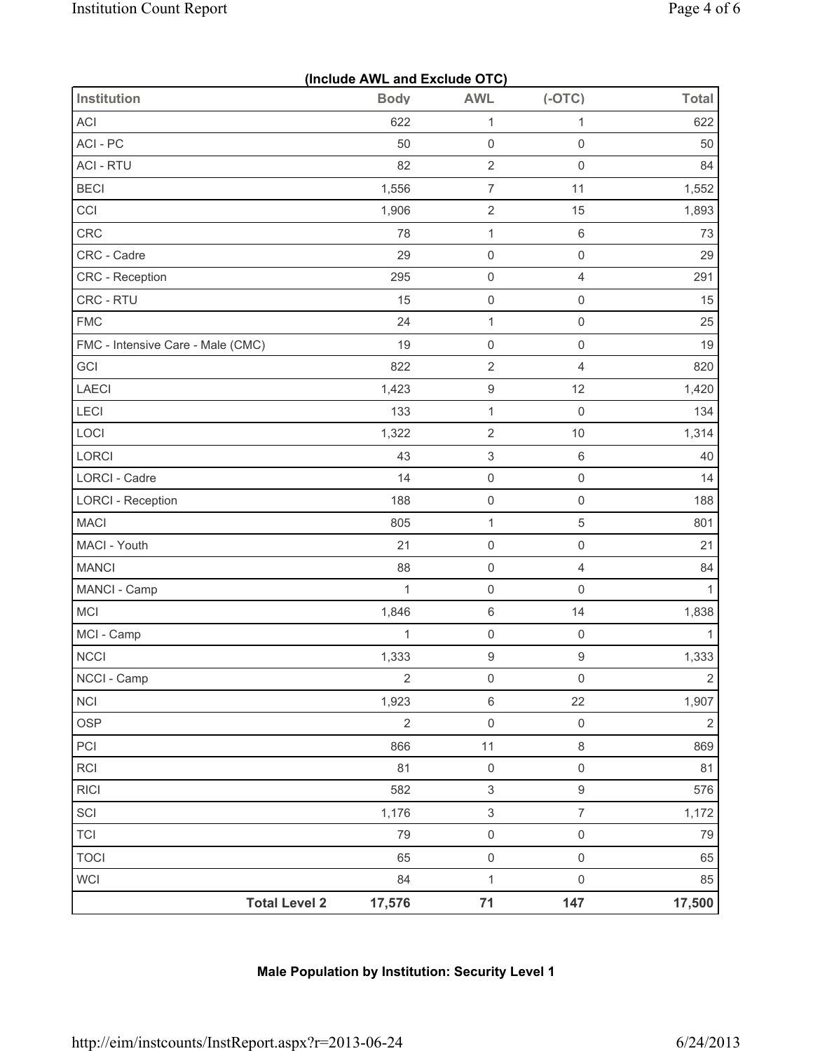**(Include AWL and Exclude OTC)**

| Institution | Body | AWL | (-OTC) | Total |
|---|---|---|---|---|
| ACI | 622 | 1 | 1 | 622 |
| ACI - PC | 50 | 0 | 0 | 50 |
| ACI - RTU | 82 | 2 | 0 | 84 |
| BECI | 1,556 | 7 | 11 | 1,552 |
| CCI | 1,906 | 2 | 15 | 1,893 |
| CRC | 78 | 1 | 6 | 73 |
| CRC - Cadre | 29 | 0 | 0 | 29 |
| CRC - Reception | 295 | 0 | 4 | 291 |
| CRC - RTU | 15 | 0 | 0 | 15 |
| FMC | 24 | 1 | 0 | 25 |
| FMC - Intensive Care - Male (CMC) | 19 | 0 | 0 | 19 |
| GCI | 822 | 2 | 4 | 820 |
| LAECI | 1,423 | 9 | 12 | 1,420 |
| LECI | 133 | 1 | 0 | 134 |
| LOCI | 1,322 | 2 | 10 | 1,314 |
| LORCI | 43 | 3 | 6 | 40 |
| LORCI - Cadre | 14 | 0 | 0 | 14 |
| LORCI - Reception | 188 | 0 | 0 | 188 |
| MACI | 805 | 1 | 5 | 801 |
| MACI - Youth | 21 | 0 | 0 | 21 |
| MANCI | 88 | 0 | 4 | 84 |
| MANCI - Camp | 1 | 0 | 0 | 1 |
| MCI | 1,846 | 6 | 14 | 1,838 |
| MCI - Camp | 1 | 0 | 0 | 1 |
| NCCI | 1,333 | 9 | 9 | 1,333 |
| NCCI - Camp | 2 | 0 | 0 | 2 |
| NCI | 1,923 | 6 | 22 | 1,907 |
| OSP | 2 | 0 | 0 | 2 |
| PCI | 866 | 11 | 8 | 869 |
| RCI | 81 | 0 | 0 | 81 |
| RICI | 582 | 3 | 9 | 576 |
| SCI | 1,176 | 3 | 7 | 1,172 |
| TCI | 79 | 0 | 0 | 79 |
| TOCI | 65 | 0 | 0 | 65 |
| WCI | 84 | 1 | 0 | 85 |
| **Total Level 2** | **17,576** | **71** | **147** | **17,500** |

**Male Population by Institution: Security Level 1**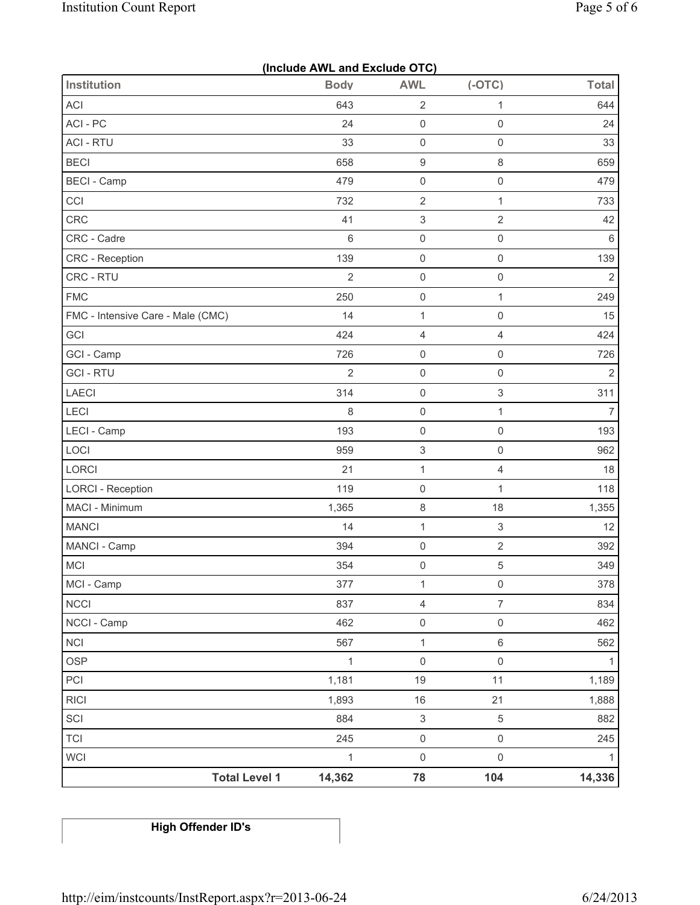**(Include AWL and Exclude OTC)**

| Institution | Body | AWL | (-OTC) | Total |
|---|---|---|---|---|
| ACI | 643 | 2 | 1 | 644 |
| ACI - PC | 24 | 0 | 0 | 24 |
| ACI - RTU | 33 | 0 | 0 | 33 |
| BECI | 658 | 9 | 8 | 659 |
| BECI - Camp | 479 | 0 | 0 | 479 |
| CCI | 732 | 2 | 1 | 733 |
| CRC | 41 | 3 | 2 | 42 |
| CRC - Cadre | 6 | 0 | 0 | 6 |
| CRC - Reception | 139 | 0 | 0 | 139 |
| CRC - RTU | 2 | 0 | 0 | 2 |
| FMC | 250 | 0 | 1 | 249 |
| FMC - Intensive Care - Male (CMC) | 14 | 1 | 0 | 15 |
| GCI | 424 | 4 | 4 | 424 |
| GCI - Camp | 726 | 0 | 0 | 726 |
| GCI - RTU | 2 | 0 | 0 | 2 |
| LAECI | 314 | 0 | 3 | 311 |
| LECI | 8 | 0 | 1 | 7 |
| LECI - Camp | 193 | 0 | 0 | 193 |
| LOCI | 959 | 3 | 0 | 962 |
| LORCI | 21 | 1 | 4 | 18 |
| LORCI - Reception | 119 | 0 | 1 | 118 |
| MACI - Minimum | 1,365 | 8 | 18 | 1,355 |
| MANCI | 14 | 1 | 3 | 12 |
| MANCI - Camp | 394 | 0 | 2 | 392 |
| MCI | 354 | 0 | 5 | 349 |
| MCI - Camp | 377 | 1 | 0 | 378 |
| NCCI | 837 | 4 | 7 | 834 |
| NCCI - Camp | 462 | 0 | 0 | 462 |
| NCI | 567 | 1 | 6 | 562 |
| OSP | 1 | 0 | 0 | 1 |
| PCI | 1,181 | 19 | 11 | 1,189 |
| RICI | 1,893 | 16 | 21 | 1,888 |
| SCI | 884 | 3 | 5 | 882 |
| TCI | 245 | 0 | 0 | 245 |
| WCI | 1 | 0 | 0 | 1 |
| **Total Level 1** | **14,362** | **78** | **104** | **14,336** |

**High Offender ID's**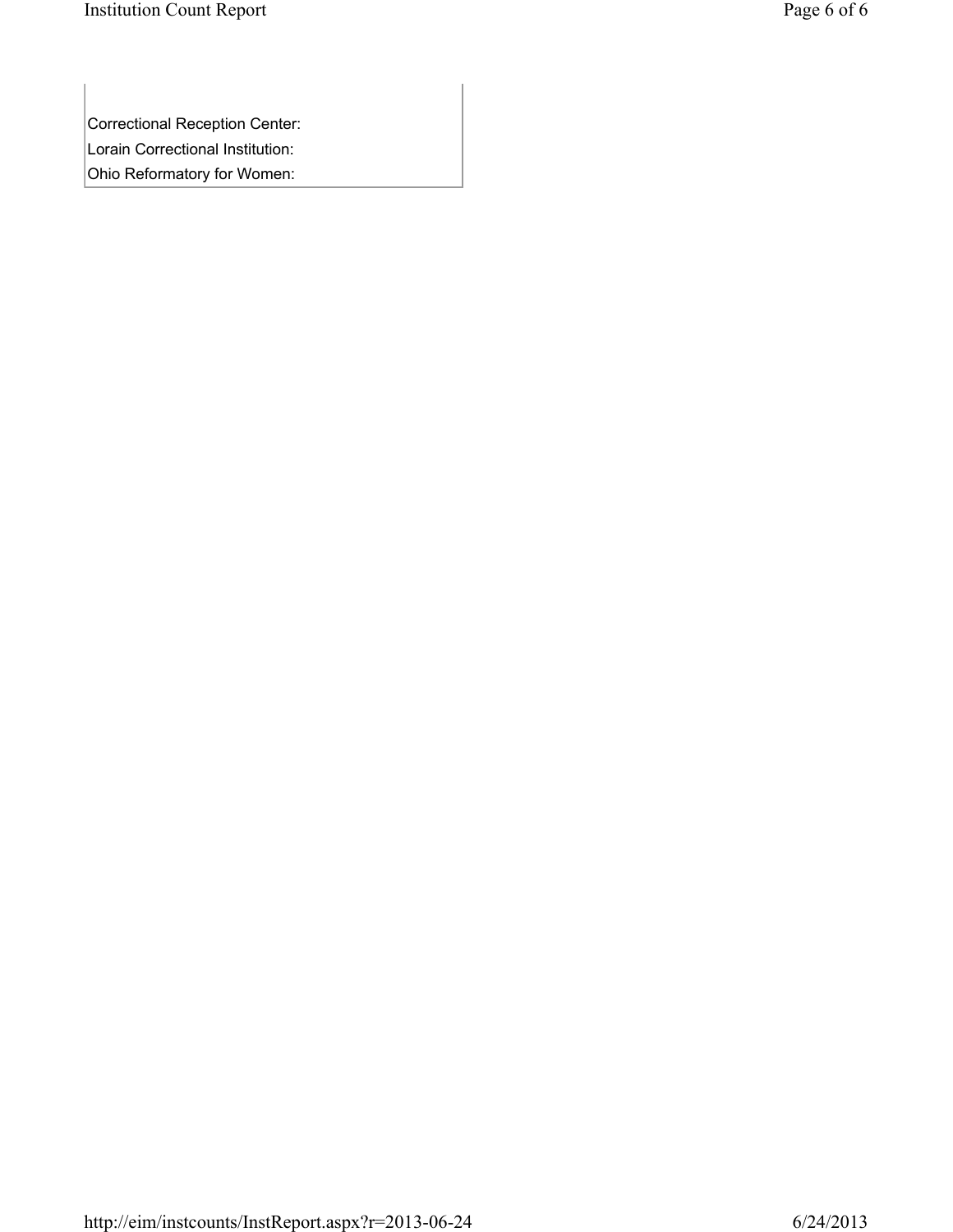Correctional Reception Center:

Lorain Correctional Institution:

Ohio Reformatory for Women: